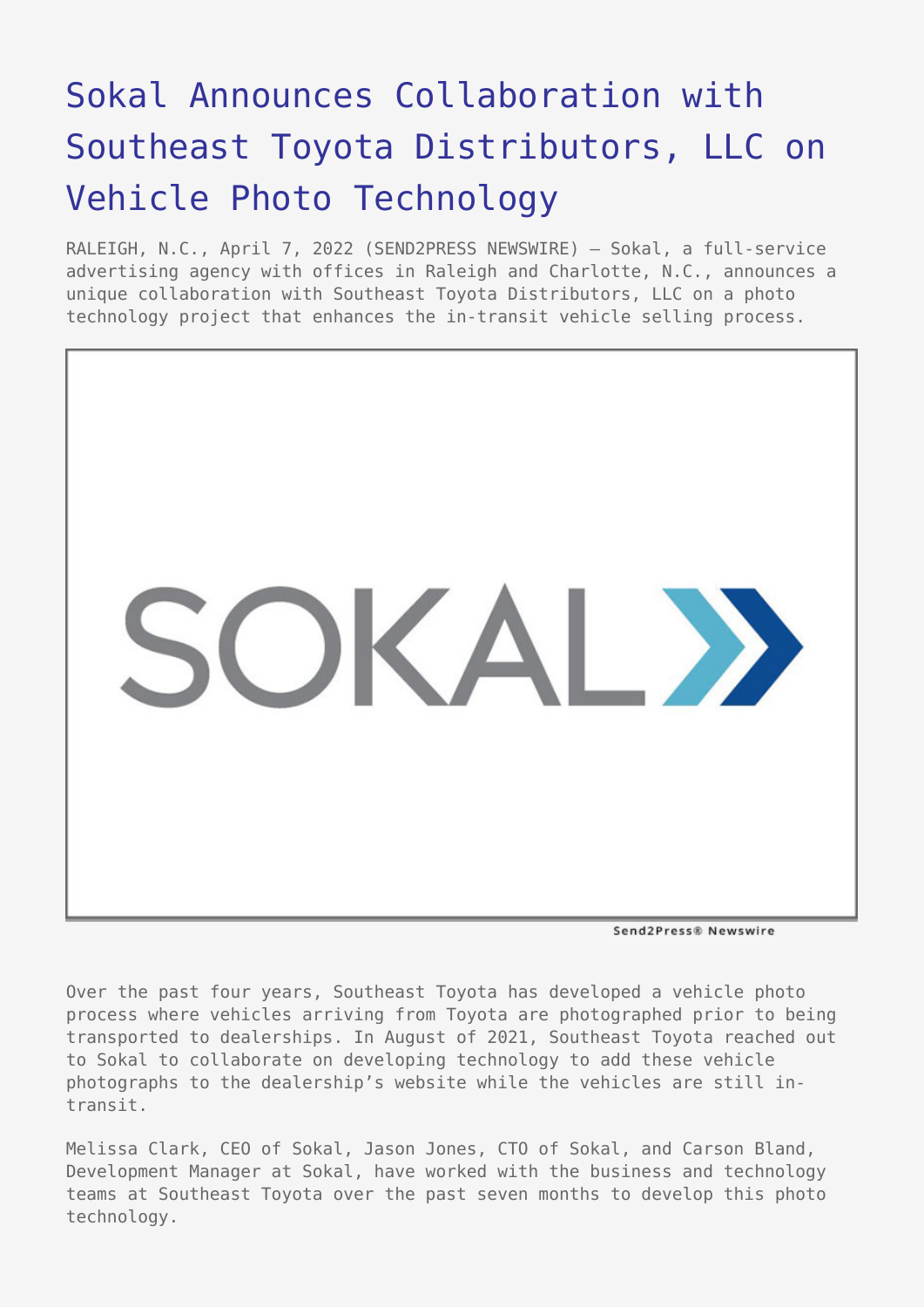# Sokal Announces Collaboration with Southeast Toyota Distributors, LLC on Vehicle Photo Technology

RALEIGH, N.C., April 7, 2022 (SEND2PRESS NEWSWIRE) — Sokal, a full-service advertising agency with offices in Raleigh and Charlotte, N.C., announces a unique collaboration with Southeast Toyota Distributors, LLC on a photo technology project that enhances the in-transit vehicle selling process.

Over the past four years, Southeast Toyota has developed a vehicle photo process where vehicles arriving from Toyota are photographed prior to being transported to dealerships. In August of 2021, Southeast Toyota reached out to Sokal to collaborate on developing technology to add these vehicle photographs to the dealership's website while the vehicles are still in-transit.

Melissa Clark, CEO of Sokal, Jason Jones, CTO of Sokal, and Carson Bland, Development Manager at Sokal, have worked with the business and technology teams at Southeast Toyota over the past seven months to develop this photo technology.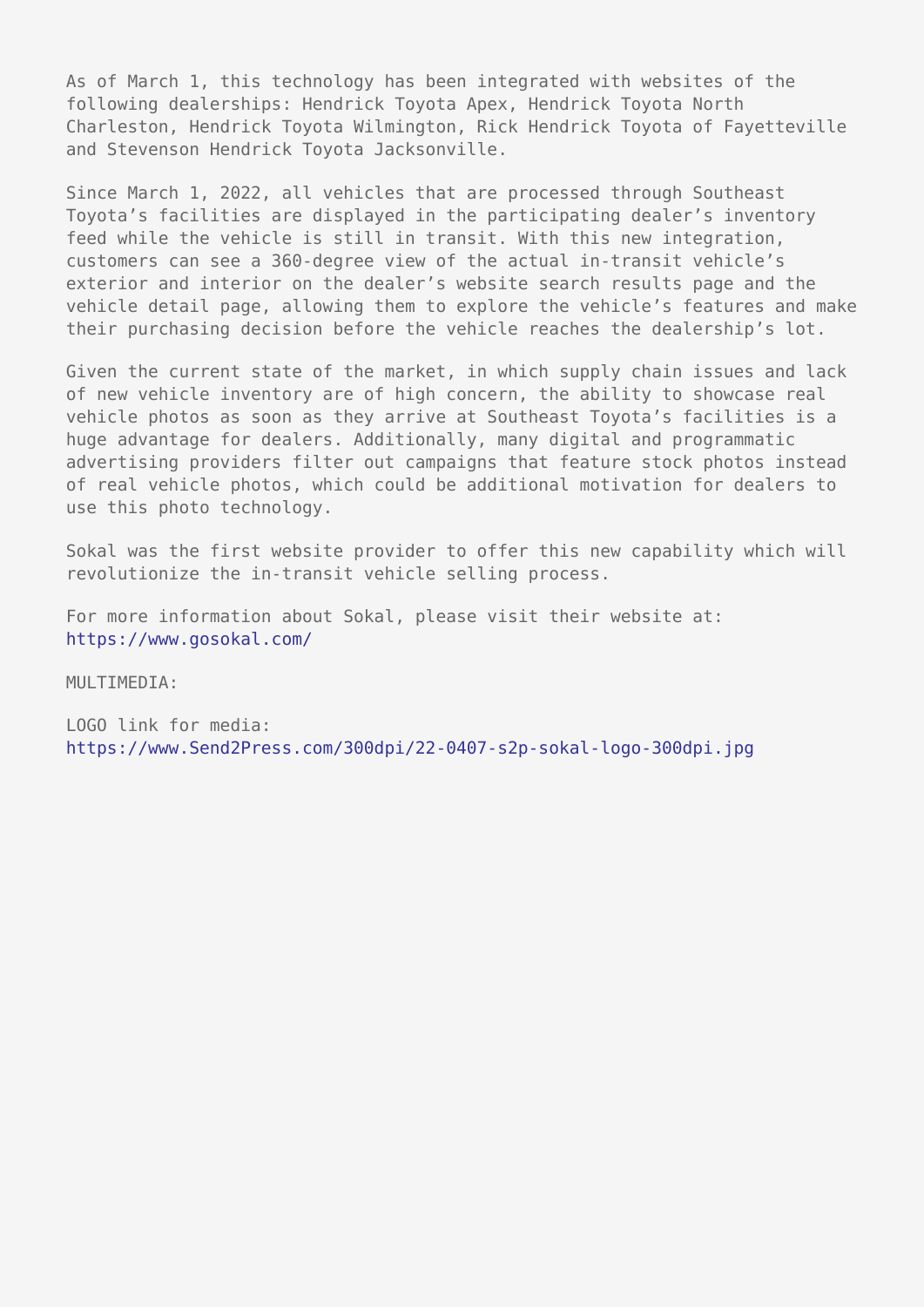As of March 1, this technology has been integrated with websites of the following dealerships: Hendrick Toyota Apex, Hendrick Toyota North Charleston, Hendrick Toyota Wilmington, Rick Hendrick Toyota of Fayetteville and Stevenson Hendrick Toyota Jacksonville.

Since March 1, 2022, all vehicles that are processed through Southeast Toyota's facilities are displayed in the participating dealer's inventory feed while the vehicle is still in transit. With this new integration, customers can see a 360-degree view of the actual in-transit vehicle's exterior and interior on the dealer's website search results page and the vehicle detail page, allowing them to explore the vehicle's features and make their purchasing decision before the vehicle reaches the dealership's lot.

Given the current state of the market, in which supply chain issues and lack of new vehicle inventory are of high concern, the ability to showcase real vehicle photos as soon as they arrive at Southeast Toyota's facilities is a huge advantage for dealers. Additionally, many digital and programmatic advertising providers filter out campaigns that feature stock photos instead of real vehicle photos, which could be additional motivation for dealers to use this photo technology.

Sokal was the first website provider to offer this new capability which will revolutionize the in-transit vehicle selling process.

For more information about Sokal, please visit their website at: https://www.gosokal.com/

MULTIMEDIA:

LOGO link for media:
https://www.Send2Press.com/300dpi/22-0407-s2p-sokal-logo-300dpi.jpg